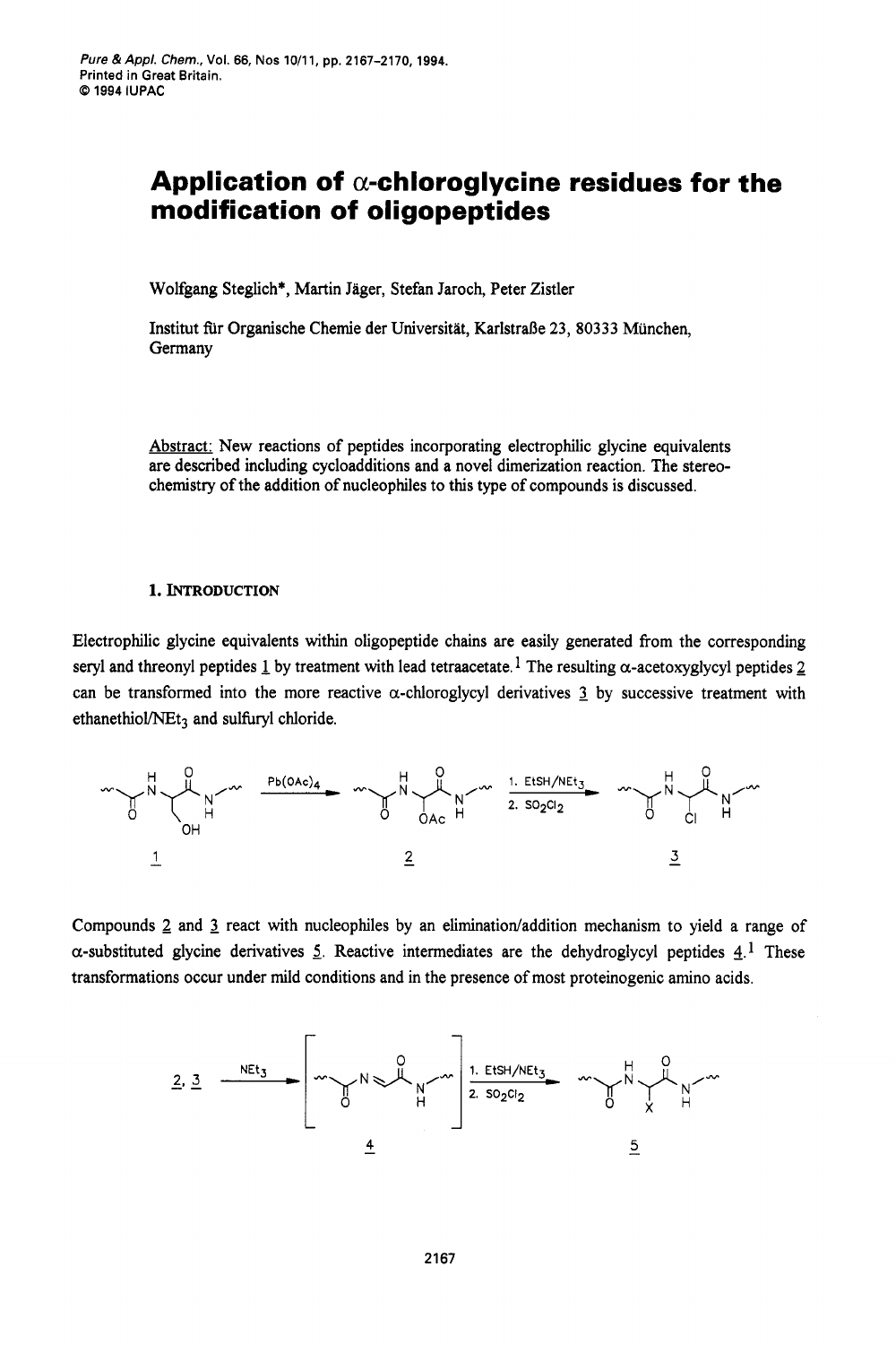# Application of α-chloroglycine residues for the modification of oligopeptides

Wolfgang Steglich*, Martin Jäger, Stefan Jaroch, Peter Zistler

Institut für Organische Chemie der Universität, Karlstraße 23, 80333 München, Germany

Abstract: New reactions of peptides incorporating electrophilic glycine equivalents are described including cycloadditions and a novel dimerization reaction. The stereochemistry of the addition of nucleophiles to this type of compounds is discussed.

## 1. INTRODUCTION

Electrophilic glycine equivalents within oligopeptide chains are easily generated from the corresponding seryl and threonyl peptides 1 by treatment with lead tetraacetate.[1] The resulting α-acetoxyglycyl peptides 2 can be transformed into the more reactive α-chloroglycyl derivatives 3 by successive treatment with ethanethiol/$NEt_3$ and sulfuryl chloride.

$Pb(OAc)_4$; 1. EtSH/$NEt_3$ 2. $SO_2Cl_2$

1 2 3

Compounds 2 and 3 react with nucleophiles by an elimination/addition mechanism to yield a range of α-substituted glycine derivatives 5. Reactive intermediates are the dehydroglycyl peptides 4.[1] These transformations occur under mild conditions and in the presence of most proteinogenic amino acids.

2, 3 —$NEt_3$→ [4] —1. EtSH/$NEt_3$ 2. $SO_2Cl_2$→ 5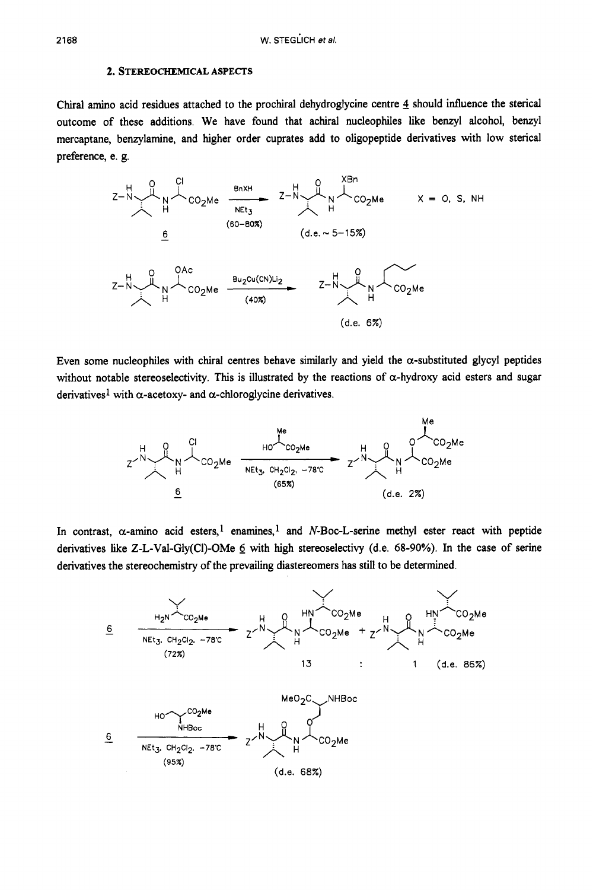## 2. Stereochemical Aspects

Chiral amino acid residues attached to the prochiral dehydroglycine centre 4 should influence the sterical outcome of these additions. We have found that achiral nucleophiles like benzyl alcohol, benzyl mercaptane, benzylamine, and higher order cuprates add to oligopeptide derivatives with low sterical preference, e. g.

6 → (BnXH, $NEt_3$, (60-80%)) → (d.e. ~ 5-15%)    X = O, S, NH

→ ($Bu_2Cu(CN)Li_2$, (40%)) → (d.e. 6%)

Even some nucleophiles with chiral centres behave similarly and yield the α-substituted glycyl peptides without notable stereoselectivity. This is illustrated by the reactions of α-hydroxy acid esters and sugar derivatives[1] with α-acetoxy- and α-chloroglycine derivatives.

6 → ($NEt_3$, $CH_2Cl_2$, -78°C, (65%)) → (d.e. 2%)

In contrast, α-amino acid esters,[1] enamines,[1] and *N*-Boc-L-serine methyl ester react with peptide derivatives like Z-L-Val-Gly(Cl)-OMe 6 with high stereoselectivy (d.e. 68-90%). In the case of serine derivatives the stereochemistry of the prevailing diastereomers has still to be determined.

6 → ($NEt_3$, $CH_2Cl_2$, -78°C, (72%)) → 13 : 1 (d.e. 86%)

6 → ($NEt_3$, $CH_2Cl_2$, -78°C, (95%)) → (d.e. 68%)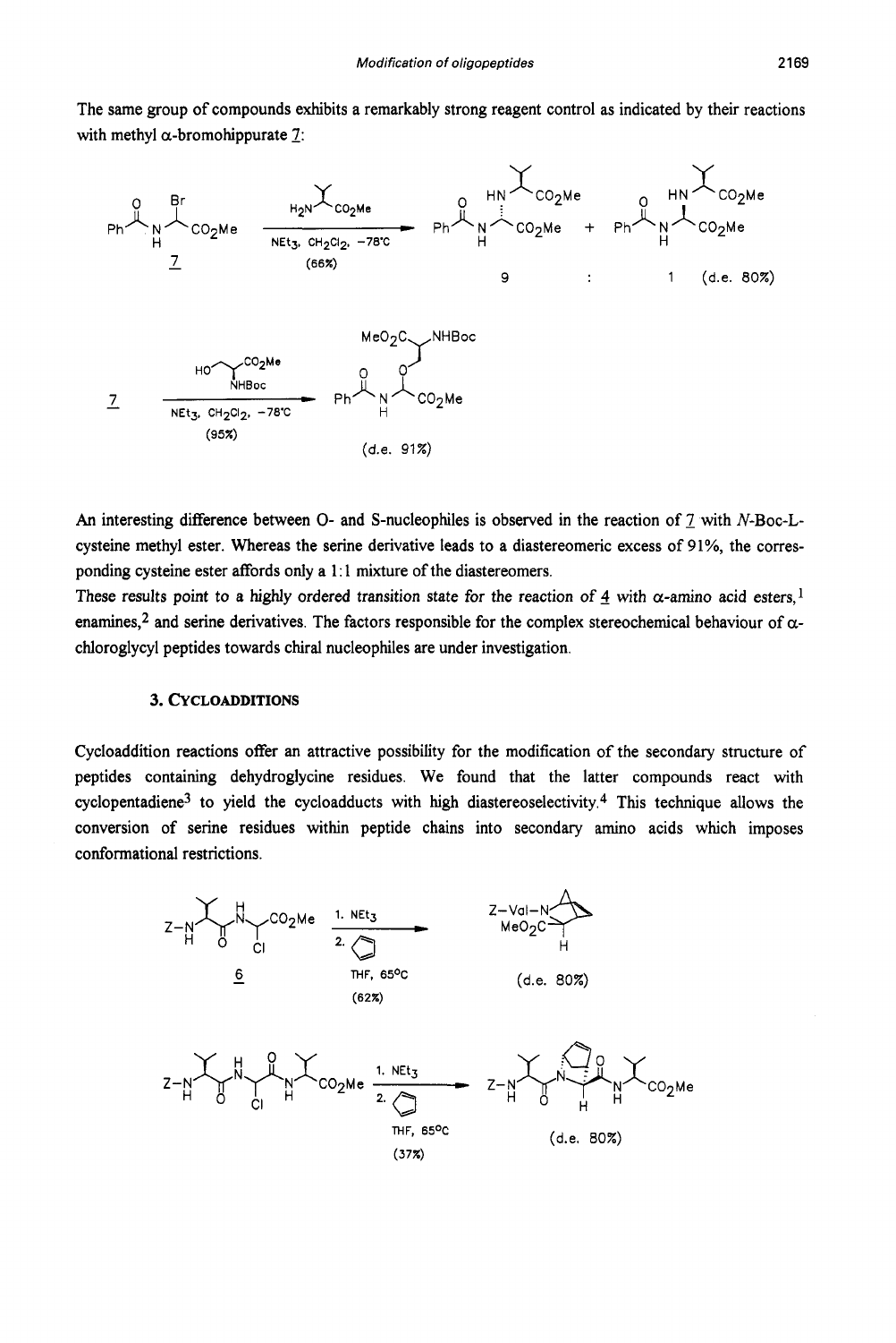The same group of compounds exhibits a remarkably strong reagent control as indicated by their reactions with methyl α-bromohippurate 7:

An interesting difference between O- and S-nucleophiles is observed in the reaction of 7 with *N*-Boc-L-cysteine methyl ester. Whereas the serine derivative leads to a diastereomeric excess of 91%, the corresponding cysteine ester affords only a 1:1 mixture of the diastereomers.

These results point to a highly ordered transition state for the reaction of 4 with α-amino acid esters,[1] enamines,[2] and serine derivatives. The factors responsible for the complex stereochemical behaviour of α-chloroglycyl peptides towards chiral nucleophiles are under investigation.

## 3. CYCLOADDITIONS

Cycloaddition reactions offer an attractive possibility for the modification of the secondary structure of peptides containing dehydroglycine residues. We found that the latter compounds react with cyclopentadiene[3] to yield the cycloadducts with high diastereoselectivity.[4] This technique allows the conversion of serine residues within peptide chains into secondary amino acids which imposes conformational restrictions.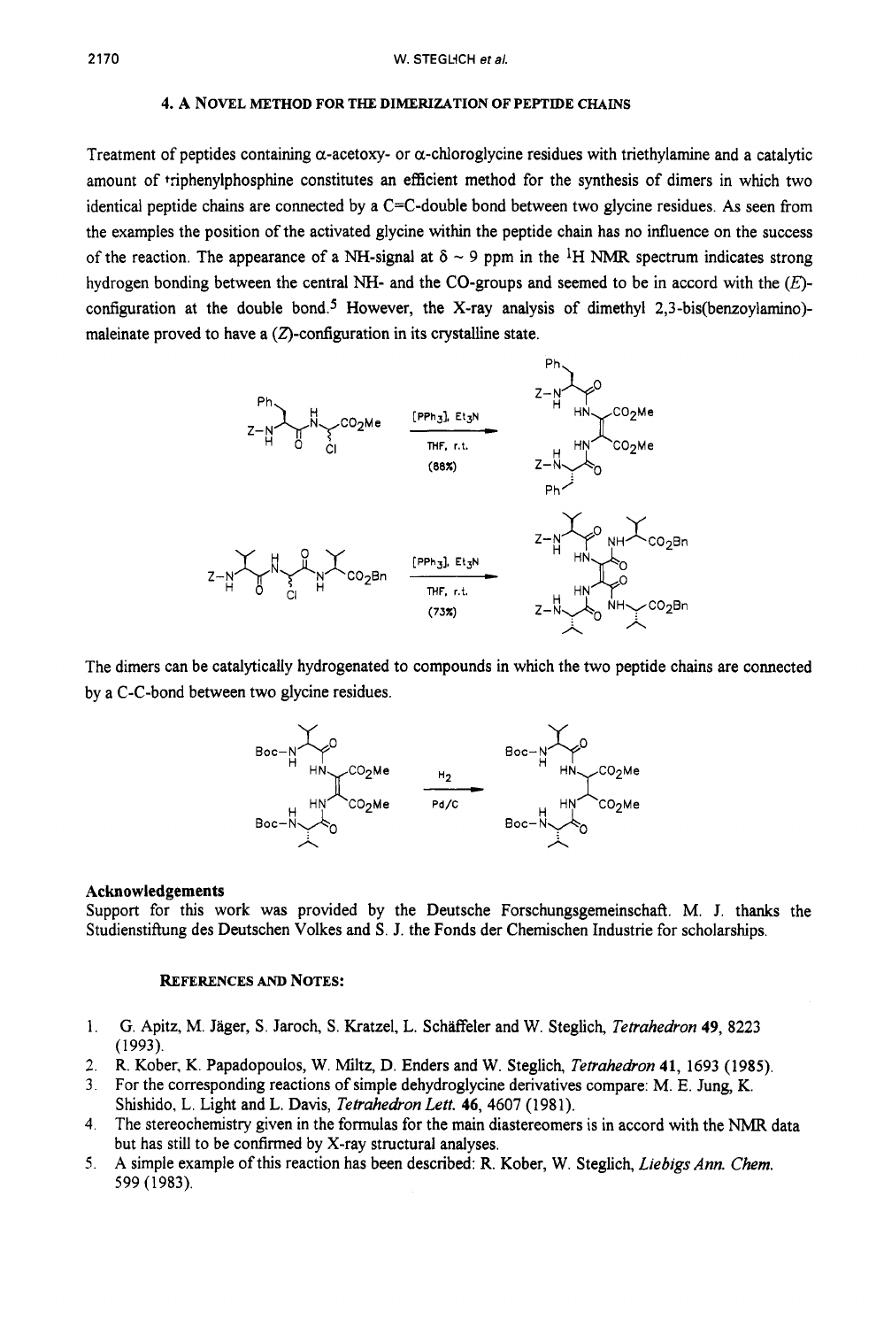## 4. A Novel Method for the Dimerization of Peptide Chains

Treatment of peptides containing α-acetoxy- or α-chloroglycine residues with triethylamine and a catalytic amount of triphenylphosphine constitutes an efficient method for the synthesis of dimers in which two identical peptide chains are connected by a C=C-double bond between two glycine residues. As seen from the examples the position of the activated glycine within the peptide chain has no influence on the success of the reaction. The appearance of a NH-signal at δ ~ 9 ppm in the $^1$H NMR spectrum indicates strong hydrogen bonding between the central NH- and the CO-groups and seemed to be in accord with the (*E*)-configuration at the double bond.[5] However, the X-ray analysis of dimethyl 2,3-bis(benzoylamino)-maleinate proved to have a (*Z*)-configuration in its crystalline state.

[PPh$_3$], Et$_3$N

THF, r.t.

(88%)

[PPh$_3$], Et$_3$N

THF, r.t.

(73%)

The dimers can be catalytically hydrogenated to compounds in which the two peptide chains are connected by a C-C-bond between two glycine residues.

H$_2$

Pd/C

**Acknowledgements**

Support for this work was provided by the Deutsche Forschungsgemeinschaft. M. J. thanks the Studienstiftung des Deutschen Volkes and S. J. the Fonds der Chemischen Industrie for scholarships.

### References and Notes:

1. G. Apitz, M. Jäger, S. Jaroch, S. Kratzel, L. Schäffeler and W. Steglich, *Tetrahedron* **49**, 8223 (1993).
2. R. Kober, K. Papadopoulos, W. Miltz, D. Enders and W. Steglich, *Tetrahedron* **41**, 1693 (1985).
3. For the corresponding reactions of simple dehydroglycine derivatives compare: M. E. Jung, K. Shishido, L. Light and L. Davis, *Tetrahedron Lett.* **46**, 4607 (1981).
4. The stereochemistry given in the formulas for the main diastereomers is in accord with the NMR data but has still to be confirmed by X-ray structural analyses.
5. A simple example of this reaction has been described: R. Kober, W. Steglich, *Liebigs Ann. Chem.* 599 (1983).